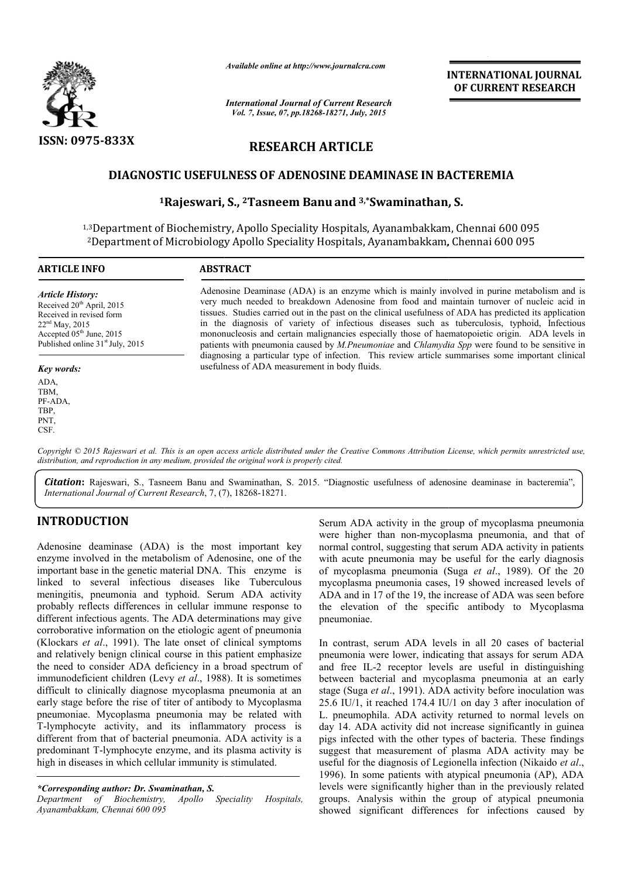# RESEARCH ARTICLE

## DIAGNOSTIC USEFULNESS OF ADENOSINE DEAMINASE IN BACTEREMIA

**[1]Rajeswari, S., [2]Tasneem Banu and [3,*]Swaminathan, S.**

[1,3]Department of Biochemistry, Apollo Speciality Hospitals, Ayanambakkam, Chennai 600 095
[2]Department of Microbiology Apollo Speciality Hospitals, Ayanambakkam, Chennai 600 095

### ARTICLE INFO

*Article History:*
Received 20th April, 2015
Received in revised form 22nd May, 2015
Accepted 05th June, 2015
Published online 31st July, 2015

*Key words:*
ADA,
TBM,
PF-ADA,
TBP,
PNT,
CSF.

### ABSTRACT

Adenosine Deaminase (ADA) is an enzyme which is mainly involved in purine metabolism and is very much needed to breakdown Adenosine from food and maintain turnover of nucleic acid in tissues. Studies carried out in the past on the clinical usefulness of ADA has predicted its application in the diagnosis of variety of infectious diseases such as tuberculosis, typhoid, Infectious mononucleosis and certain malignancies especially those of haematopoietic origin. ADA levels in patients with pneumonia caused by *M.Pneumoniae* and *Chlamydia Spp* were found to be sensitive in diagnosing a particular type of infection. This review article summarises some important clinical usefulness of ADA measurement in body fluids.

*Copyright © 2015 Rajeswari et al. This is an open access article distributed under the Creative Commons Attribution License, which permits unrestricted use, distribution, and reproduction in any medium, provided the original work is properly cited.*

***Citation*:** Rajeswari, S., Tasneem Banu and Swaminathan, S. 2015. "Diagnostic usefulness of adenosine deaminase in bacteremia", *International Journal of Current Research*, 7, (7), 18268-18271.

## INTRODUCTION

Adenosine deaminase (ADA) is the most important key enzyme involved in the metabolism of Adenosine, one of the important base in the genetic material DNA. This enzyme is linked to several infectious diseases like Tuberculous meningitis, pneumonia and typhoid. Serum ADA activity probably reflects differences in cellular immune response to different infectious agents. The ADA determinations may give corroborative information on the etiologic agent of pneumonia (Klockars *et al*., 1991). The late onset of clinical symptoms and relatively benign clinical course in this patient emphasize the need to consider ADA deficiency in a broad spectrum of immunodeficient children (Levy *et al*., 1988). It is sometimes difficult to clinically diagnose mycoplasma pneumonia at an early stage before the rise of titer of antibody to Mycoplasma pneumoniae. Mycoplasma pneumonia may be related with T-lymphocyte activity, and its inflammatory process is different from that of bacterial pneumonia. ADA activity is a predominant T-lymphocyte enzyme, and its plasma activity is high in diseases in which cellular immunity is stimulated.

*\*Corresponding author: Dr. Swaminathan, S.*
*Department of Biochemistry, Apollo Speciality Hospitals, Ayanambakkam, Chennai 600 095*

Serum ADA activity in the group of mycoplasma pneumonia were higher than non-mycoplasma pneumonia, and that of normal control, suggesting that serum ADA activity in patients with acute pneumonia may be useful for the early diagnosis of mycoplasma pneumonia (Suga *et al*., 1989). Of the 20 mycoplasma pneumonia cases, 19 showed increased levels of ADA and in 17 of the 19, the increase of ADA was seen before the elevation of the specific antibody to Mycoplasma pneumoniae.

In contrast, serum ADA levels in all 20 cases of bacterial pneumonia were lower, indicating that assays for serum ADA and free IL-2 receptor levels are useful in distinguishing between bacterial and mycoplasma pneumonia at an early stage (Suga *et al*., 1991). ADA activity before inoculation was 25.6 IU/1, it reached 174.4 IU/1 on day 3 after inoculation of L. pneumophila. ADA activity returned to normal levels on day 14. ADA activity did not increase significantly in guinea pigs infected with the other types of bacteria. These findings suggest that measurement of plasma ADA activity may be useful for the diagnosis of Legionella infection (Nikaido *et al*., 1996). In some patients with atypical pneumonia (AP), ADA levels were significantly higher than in the previously related groups. Analysis within the group of atypical pneumonia showed significant differences for infections caused by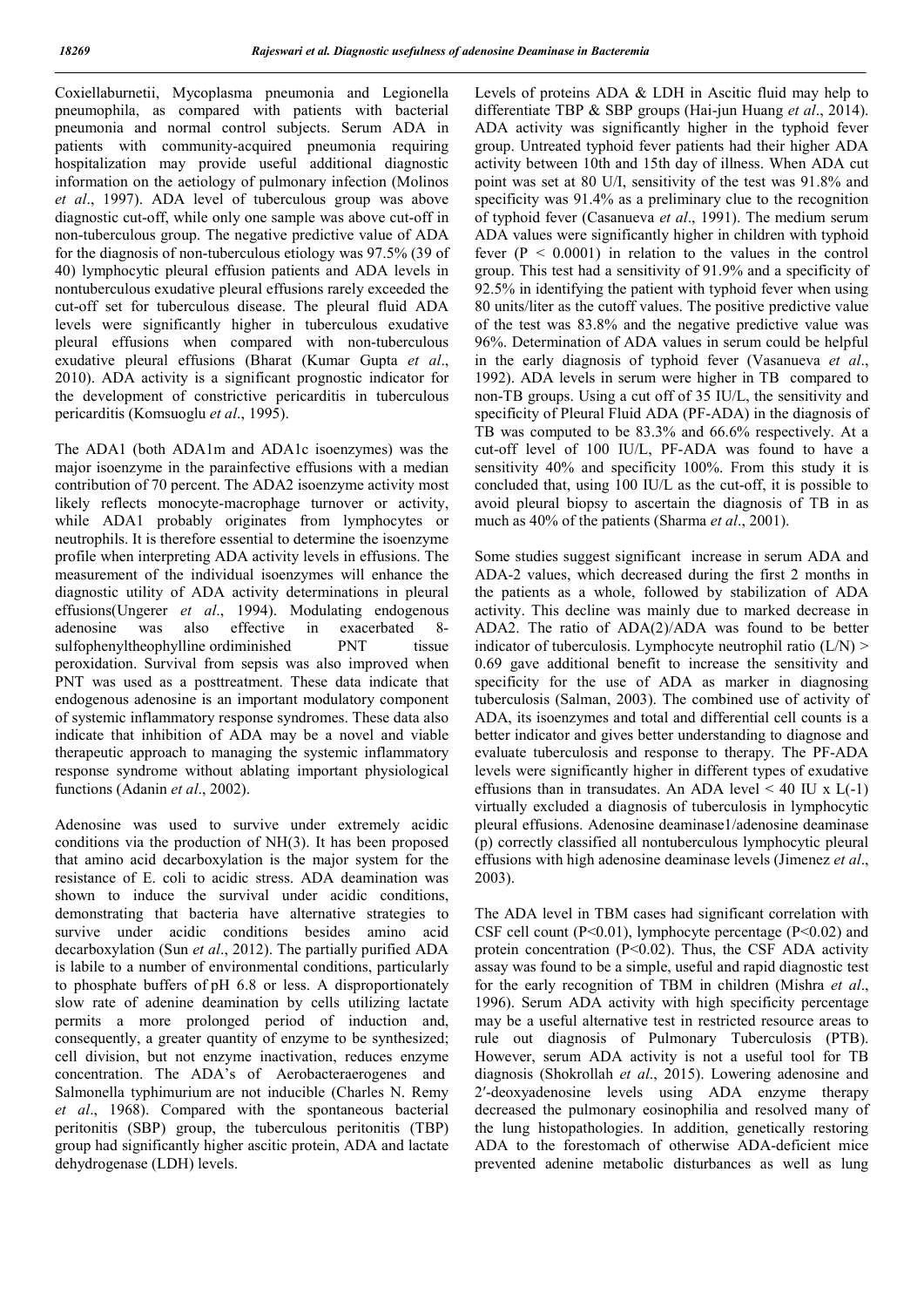Coxiellaburnetii, Mycoplasma pneumonia and Legionella pneumophila, as compared with patients with bacterial pneumonia and normal control subjects. Serum ADA in patients with community-acquired pneumonia requiring hospitalization may provide useful additional diagnostic information on the aetiology of pulmonary infection (Molinos *et al*., 1997). ADA level of tuberculous group was above diagnostic cut-off, while only one sample was above cut-off in non-tuberculous group. The negative predictive value of ADA for the diagnosis of non-tuberculous etiology was 97.5% (39 of 40) lymphocytic pleural effusion patients and ADA levels in nontuberculous exudative pleural effusions rarely exceeded the cut-off set for tuberculous disease. The pleural fluid ADA levels were significantly higher in tuberculous exudative pleural effusions when compared with non-tuberculous exudative pleural effusions (Bharat (Kumar Gupta *et al*., 2010). ADA activity is a significant prognostic indicator for the development of constrictive pericarditis in tuberculous pericarditis (Komsuoglu *et al*., 1995).

The ADA1 (both ADA1m and ADA1c isoenzymes) was the major isoenzyme in the parainfective effusions with a median contribution of 70 percent. The ADA2 isoenzyme activity most likely reflects monocyte-macrophage turnover or activity, while ADA1 probably originates from lymphocytes or neutrophils. It is therefore essential to determine the isoenzyme profile when interpreting ADA activity levels in effusions. The measurement of the individual isoenzymes will enhance the diagnostic utility of ADA activity determinations in pleural effusions(Ungerer *et al*., 1994). Modulating endogenous adenosine was also effective in exacerbated 8-sulfophenyltheophylline ordiminished PNT tissue peroxidation. Survival from sepsis was also improved when PNT was used as a posttreatment. These data indicate that endogenous adenosine is an important modulatory component of systemic inflammatory response syndromes. These data also indicate that inhibition of ADA may be a novel and viable therapeutic approach to managing the systemic inflammatory response syndrome without ablating important physiological functions (Adanin *et al*., 2002).

Adenosine was used to survive under extremely acidic conditions via the production of NH(3). It has been proposed that amino acid decarboxylation is the major system for the resistance of E. coli to acidic stress. ADA deamination was shown to induce the survival under acidic conditions, demonstrating that bacteria have alternative strategies to survive under acidic conditions besides amino acid decarboxylation (Sun *et al*., 2012). The partially purified ADA is labile to a number of environmental conditions, particularly to phosphate buffers of pH 6.8 or less. A disproportionately slow rate of adenine deamination by cells utilizing lactate permits a more prolonged period of induction and, consequently, a greater quantity of enzyme to be synthesized; cell division, but not enzyme inactivation, reduces enzyme concentration. The ADA's of Aerobacteraerogenes and Salmonella typhimurium are not inducible (Charles N. Remy *et al*., 1968). Compared with the spontaneous bacterial peritonitis (SBP) group, the tuberculous peritonitis (TBP) group had significantly higher ascitic protein, ADA and lactate dehydrogenase (LDH) levels.

Levels of proteins ADA & LDH in Ascitic fluid may help to differentiate TBP & SBP groups (Hai-jun Huang *et al*., 2014). ADA activity was significantly higher in the typhoid fever group. Untreated typhoid fever patients had their higher ADA activity between 10th and 15th day of illness. When ADA cut point was set at 80 U/I, sensitivity of the test was 91.8% and specificity was 91.4% as a preliminary clue to the recognition of typhoid fever (Casanueva *et al*., 1991). The medium serum ADA values were significantly higher in children with typhoid fever ($P < 0.0001$) in relation to the values in the control group. This test had a sensitivity of 91.9% and a specificity of 92.5% in identifying the patient with typhoid fever when using 80 units/liter as the cutoff values. The positive predictive value of the test was 83.8% and the negative predictive value was 96%. Determination of ADA values in serum could be helpful in the early diagnosis of typhoid fever (Vasanueva *et al*., 1992). ADA levels in serum were higher in TB compared to non-TB groups. Using a cut off of 35 IU/L, the sensitivity and specificity of Pleural Fluid ADA (PF-ADA) in the diagnosis of TB was computed to be 83.3% and 66.6% respectively. At a cut-off level of 100 IU/L, PF-ADA was found to have a sensitivity 40% and specificity 100%. From this study it is concluded that, using 100 IU/L as the cut-off, it is possible to avoid pleural biopsy to ascertain the diagnosis of TB in as much as 40% of the patients (Sharma *et al*., 2001).

Some studies suggest significant increase in serum ADA and ADA-2 values, which decreased during the first 2 months in the patients as a whole, followed by stabilization of ADA activity. This decline was mainly due to marked decrease in ADA2. The ratio of ADA(2)/ADA was found to be better indicator of tuberculosis. Lymphocyte neutrophil ratio ($L/N$) > 0.69 gave additional benefit to increase the sensitivity and specificity for the use of ADA as marker in diagnosing tuberculosis (Salman, 2003). The combined use of activity of ADA, its isoenzymes and total and differential cell counts is a better indicator and gives better understanding to diagnose and evaluate tuberculosis and response to therapy. The PF-ADA levels were significantly higher in different types of exudative effusions than in transudates. An ADA level < 40 IU x L(-1) virtually excluded a diagnosis of tuberculosis in lymphocytic pleural effusions. Adenosine deaminase1/adenosine deaminase (p) correctly classified all nontuberculous lymphocytic pleural effusions with high adenosine deaminase levels (Jimenez *et al*., 2003).

The ADA level in TBM cases had significant correlation with CSF cell count ($P<0.01$), lymphocyte percentage ($P<0.02$) and protein concentration ($P<0.02$). Thus, the CSF ADA activity assay was found to be a simple, useful and rapid diagnostic test for the early recognition of TBM in children (Mishra *et al*., 1996). Serum ADA activity with high specificity percentage may be a useful alternative test in restricted resource areas to rule out diagnosis of Pulmonary Tuberculosis (PTB). However, serum ADA activity is not a useful tool for TB diagnosis (Shokrollah *et al*., 2015). Lowering adenosine and 2′-deoxyadenosine levels using ADA enzyme therapy decreased the pulmonary eosinophilia and resolved many of the lung histopathologies. In addition, genetically restoring ADA to the forestomach of otherwise ADA-deficient mice prevented adenine metabolic disturbances as well as lung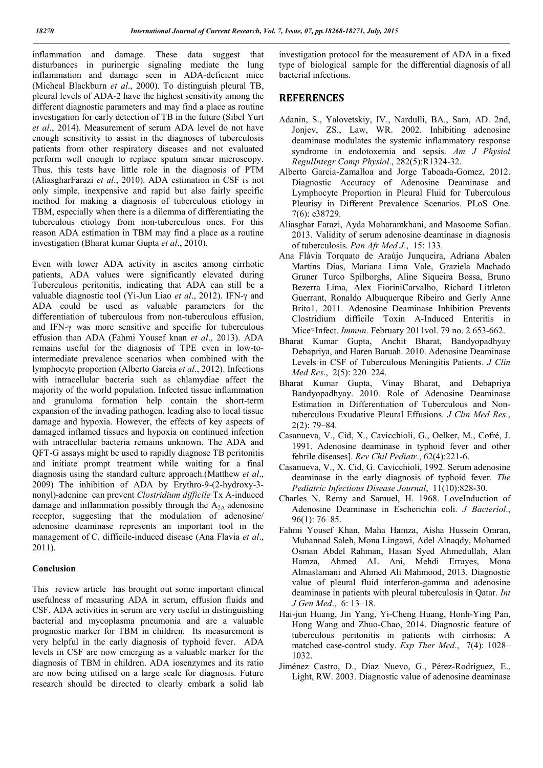inflammation and damage. These data suggest that disturbances in purinergic signaling mediate the lung inflammation and damage seen in ADA-deficient mice (Micheal Blackburn *et al*., 2000). To distinguish pleural TB, pleural levels of ADA-2 have the highest sensitivity among the different diagnostic parameters and may find a place as routine investigation for early detection of TB in the future (Sibel Yurt *et al*., 2014). Measurement of serum ADA level do not have enough sensitivity to assist in the diagnoses of tuberculosis patients from other respiratory diseases and not evaluated perform well enough to replace sputum smear microscopy. Thus, this tests have little role in the diagnosis of PTM (AliasgharFarazi *et al*., 2010). ADA estimation in CSF is not only simple, inexpensive and rapid but also fairly specific method for making a diagnosis of tuberculous etiology in TBM, especially when there is a dilemma of differentiating the tuberculous etiology from non-tuberculous ones. For this reason ADA estimation in TBM may find a place as a routine investigation (Bharat kumar Gupta *et al*., 2010).

Even with lower ADA activity in ascites among cirrhotic patients, ADA values were significantly elevated during Tuberculous peritonitis, indicating that ADA can still be a valuable diagnostic tool (Yi-Jun Liao *et al*., 2012). IFN-γ and ADA could be used as valuable parameters for the differentiation of tuberculous from non-tuberculous effusion, and IFN-γ was more sensitive and specific for tuberculous effusion than ADA (Fahmi Yousef knan *et al*., 2013). ADA remains useful for the diagnosis of TPE even in low-to-intermediate prevalence scenarios when combined with the lymphocyte proportion (Alberto Garcia *et al*., 2012). Infections with intracellular bacteria such as chlamydiae affect the majority of the world population. Infected tissue inflammation and granuloma formation help contain the short-term expansion of the invading pathogen, leading also to local tissue damage and hypoxia. However, the effects of key aspects of damaged inflamed tissues and hypoxia on continued infection with intracellular bacteria remains unknown. The ADA and QFT-G assays might be used to rapidly diagnose TB peritonitis and initiate prompt treatment while waiting for a final diagnosis using the standard culture approach.(Matthew *et al*., 2009) The inhibition of ADA by Erythro-9-(2-hydroxy-3-nonyl)-adenine can prevent *Clostridium difficile* Tx A-induced damage and inflammation possibly through the $A_{2A}$ adenosine receptor, suggesting that the modulation of adenosine/ adenosine deaminase represents an important tool in the management of C. difficile-induced disease (Ana Flavia *et al*., 2011).

### Conclusion

This review article has brought out some important clinical usefulness of measuring ADA in serum, effusion fluids and CSF. ADA activities in serum are very useful in distinguishing bacterial and mycoplasma pneumonia and are a valuable prognostic marker for TBM in children. Its measurement is very helpful in the early diagnosis of typhoid fever. ADA levels in CSF are now emerging as a valuable marker for the diagnosis of TBM in children. ADA iosenzymes and its ratio are now being utilised on a large scale for diagnosis. Future research should be directed to clearly embark a solid lab investigation protocol for the measurement of ADA in a fixed type of biological sample for the differential diagnosis of all bacterial infections.

## REFERENCES

Adanin, S., Yalovetskiy, IV., Nardulli, BA., Sam, AD. 2nd, Jonjev, ZS., Law, WR. 2002. Inhibiting adenosine deaminase modulates the systemic inflammatory response syndrome in endotoxemia and sepsis. *Am J Physiol RegulIntegr Comp Physiol*., 282(5):R1324-32.

Alberto Garcia-Zamalloa and Jorge Taboada-Gomez, 2012. Diagnostic Accuracy of Adenosine Deaminase and Lymphocyte Proportion in Pleural Fluid for Tuberculous Pleurisy in Different Prevalence Scenarios. PLoS One. 7(6): e38729.

Aliasghar Farazi, Ayda Moharamkhani, and Masoome Sofian. 2013. Validity of serum adenosine deaminase in diagnosis of tuberculosis. *Pan Afr Med J*., 15: 133.

Ana Flávia Torquato de Araújo Junqueira, Adriana Abalen Martins Dias, Mariana Lima Vale, Graziela Machado Gruner Turco Spilborghs, Aline Siqueira Bossa, Bruno Bezerra Lima, Alex FioriniCarvalho, Richard Littleton Guerrant, Ronaldo Albuquerque Ribeiro and Gerly Anne Brito1, 2011. Adenosine Deaminase Inhibition Prevents Clostridium difficile Toxin A-Induced Enteritis in Mice▿Infect. *Immun*. February 2011vol. 79 no. 2 653-662.

Bharat Kumar Gupta, Anchit Bharat, Bandyopadhyay Debapriya, and Haren Baruah. 2010. Adenosine Deaminase Levels in CSF of Tuberculous Meningitis Patients. *J Clin Med Res*., 2(5): 220–224.

Bharat Kumar Gupta, Vinay Bharat, and Debapriya Bandyopadhyay. 2010. Role of Adenosine Deaminase Estimation in Differentiation of Tuberculous and Non-tuberculous Exudative Pleural Effusions. *J Clin Med Res*., 2(2): 79–84.

Casanueva, V., Cid, X., Cavicchioli, G., Oelker, M., Cofré, J. 1991. Adenosine deaminase in typhoid fever and other febrile diseases]. *Rev Chil Pediatr*., 62(4):221-6.

Casanueva, V., X. Cid, G. Cavicchioli, 1992. Serum adenosine deaminase in the early diagnosis of typhoid fever. *The Pediatric Infectious Disease Journal*, 11(10):828-30.

Charles N. Remy and Samuel, H. 1968. LoveInduction of Adenosine Deaminase in Escherichia coli. *J Bacteriol*., 96(1): 76–85.

Fahmi Yousef Khan, Maha Hamza, Aisha Hussein Omran, Muhannad Saleh, Mona Lingawi, Adel Alnaqdy, Mohamed Osman Abdel Rahman, Hasan Syed Ahmedullah, Alan Hamza, Ahmed AL Ani, Mehdi Errayes, Mona Almaslamani and Ahmed Ali Mahmood, 2013. Diagnostic value of pleural fluid interferon-gamma and adenosine deaminase in patients with pleural tuberculosis in Qatar. *Int J Gen Med*., 6: 13–18.

Hai-jun Huang, Jin Yang, Yi-Cheng Huang, Honh-Ying Pan, Hong Wang and Zhuo-Chao, 2014. Diagnostic feature of tuberculous peritonitis in patients with cirrhosis: A matched case-control study. *Exp Ther Med*., 7(4): 1028–1032.

Jiménez Castro, D., Díaz Nuevo, G., Pérez-Rodríguez, E., Light, RW. 2003. Diagnostic value of adenosine deaminase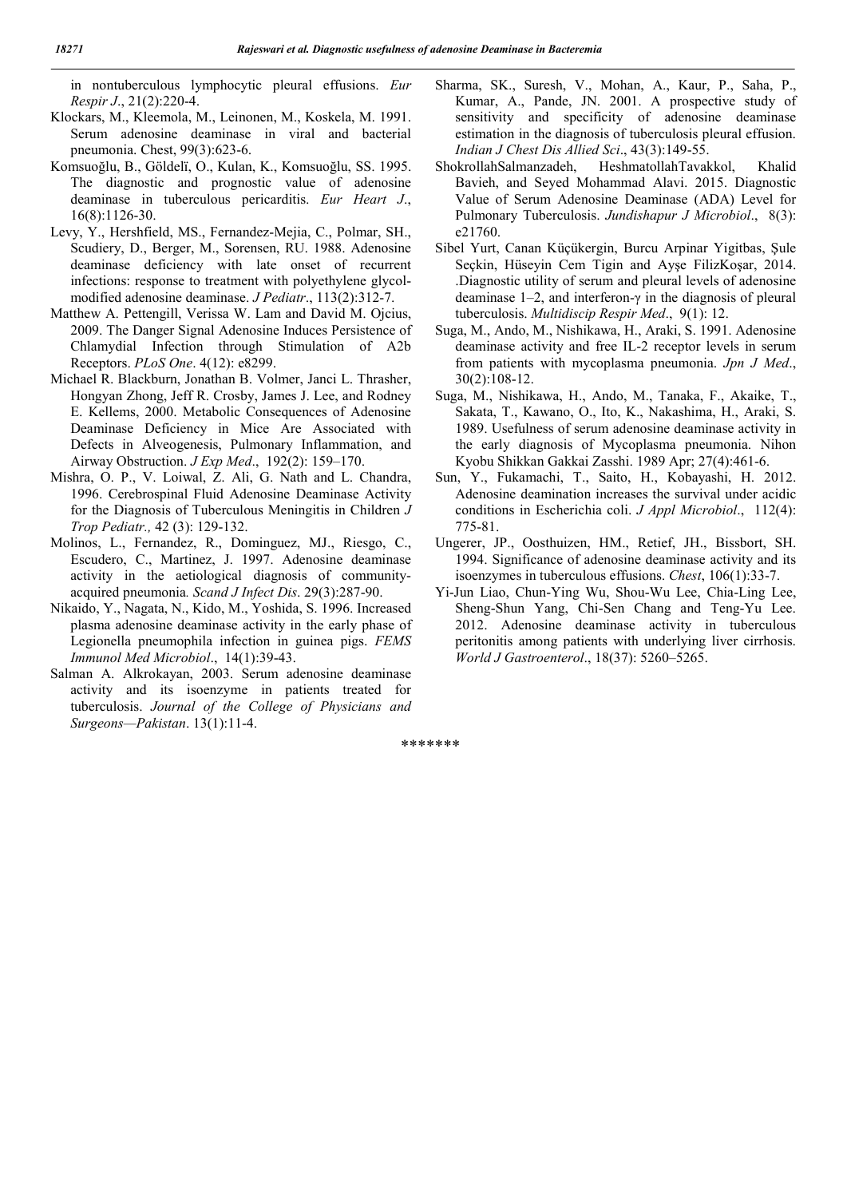in nontuberculous lymphocytic pleural effusions. *Eur Respir J*., 21(2):220-4.

Klockars, M., Kleemola, M., Leinonen, M., Koskela, M. 1991. Serum adenosine deaminase in viral and bacterial pneumonia. Chest, 99(3):623-6.

Komsuoğlu, B., Göldelï, O., Kulan, K., Komsuoğlu, SS. 1995. The diagnostic and prognostic value of adenosine deaminase in tuberculous pericarditis. *Eur Heart J*., 16(8):1126-30.

Levy, Y., Hershfield, MS., Fernandez-Mejia, C., Polmar, SH., Scudiery, D., Berger, M., Sorensen, RU. 1988. Adenosine deaminase deficiency with late onset of recurrent infections: response to treatment with polyethylene glycol-modified adenosine deaminase. *J Pediatr*., 113(2):312-7.

Matthew A. Pettengill, Verissa W. Lam and David M. Ojcius, 2009. The Danger Signal Adenosine Induces Persistence of Chlamydial Infection through Stimulation of A2b Receptors. *PLoS One*. 4(12): e8299.

Michael R. Blackburn, Jonathan B. Volmer, Janci L. Thrasher, Hongyan Zhong, Jeff R. Crosby, James J. Lee, and Rodney E. Kellems, 2000. Metabolic Consequences of Adenosine Deaminase Deficiency in Mice Are Associated with Defects in Alveogenesis, Pulmonary Inflammation, and Airway Obstruction. *J Exp Med*., 192(2): 159–170.

Mishra, O. P., V. Loiwal, Z. Ali, G. Nath and L. Chandra, 1996. Cerebrospinal Fluid Adenosine Deaminase Activity for the Diagnosis of Tuberculous Meningitis in Children *J Trop Pediatr.,* 42 (3): 129-132.

Molinos, L., Fernandez, R., Dominguez, MJ., Riesgo, C., Escudero, C., Martinez, J. 1997. Adenosine deaminase activity in the aetiological diagnosis of community-acquired pneumonia*. Scand J Infect Dis*. 29(3):287-90.

Nikaido, Y., Nagata, N., Kido, M., Yoshida, S. 1996. Increased plasma adenosine deaminase activity in the early phase of Legionella pneumophila infection in guinea pigs. *FEMS Immunol Med Microbiol*., 14(1):39-43.

Salman A. Alkrokayan, 2003. Serum adenosine deaminase activity and its isoenzyme in patients treated for tuberculosis. *Journal of the College of Physicians and Surgeons—Pakistan*. 13(1):11-4.

Sharma, SK., Suresh, V., Mohan, A., Kaur, P., Saha, P., Kumar, A., Pande, JN. 2001. A prospective study of sensitivity and specificity of adenosine deaminase estimation in the diagnosis of tuberculosis pleural effusion. *Indian J Chest Dis Allied Sci*., 43(3):149-55.

ShokrollahSalmanzadeh, HeshmatollahTavakkol, Khalid Bavieh, and Seyed Mohammad Alavi. 2015. Diagnostic Value of Serum Adenosine Deaminase (ADA) Level for Pulmonary Tuberculosis. *Jundishapur J Microbiol*., 8(3): e21760.

Sibel Yurt, Canan Küçükergin, Burcu Arpinar Yigitbas, Şule Seçkin, Hüseyin Cem Tigin and Ayşe FilizKoşar, 2014. .Diagnostic utility of serum and pleural levels of adenosine deaminase 1–2, and interferon-γ in the diagnosis of pleural tuberculosis. *Multidiscip Respir Med*., 9(1): 12.

Suga, M., Ando, M., Nishikawa, H., Araki, S. 1991. Adenosine deaminase activity and free IL-2 receptor levels in serum from patients with mycoplasma pneumonia. *Jpn J Med*., 30(2):108-12.

Suga, M., Nishikawa, H., Ando, M., Tanaka, F., Akaike, T., Sakata, T., Kawano, O., Ito, K., Nakashima, H., Araki, S. 1989. Usefulness of serum adenosine deaminase activity in the early diagnosis of Mycoplasma pneumonia. Nihon Kyobu Shikkan Gakkai Zasshi. 1989 Apr; 27(4):461-6.

Sun, Y., Fukamachi, T., Saito, H., Kobayashi, H. 2012. Adenosine deamination increases the survival under acidic conditions in Escherichia coli. *J Appl Microbiol*., 112(4): 775-81.

Ungerer, JP., Oosthuizen, HM., Retief, JH., Bissbort, SH. 1994. Significance of adenosine deaminase activity and its isoenzymes in tuberculous effusions. *Chest*, 106(1):33-7.

Yi-Jun Liao, Chun-Ying Wu, Shou-Wu Lee, Chia-Ling Lee, Sheng-Shun Yang, Chi-Sen Chang and Teng-Yu Lee. 2012. Adenosine deaminase activity in tuberculous peritonitis among patients with underlying liver cirrhosis. *World J Gastroenterol*., 18(37): 5260–5265.

*******